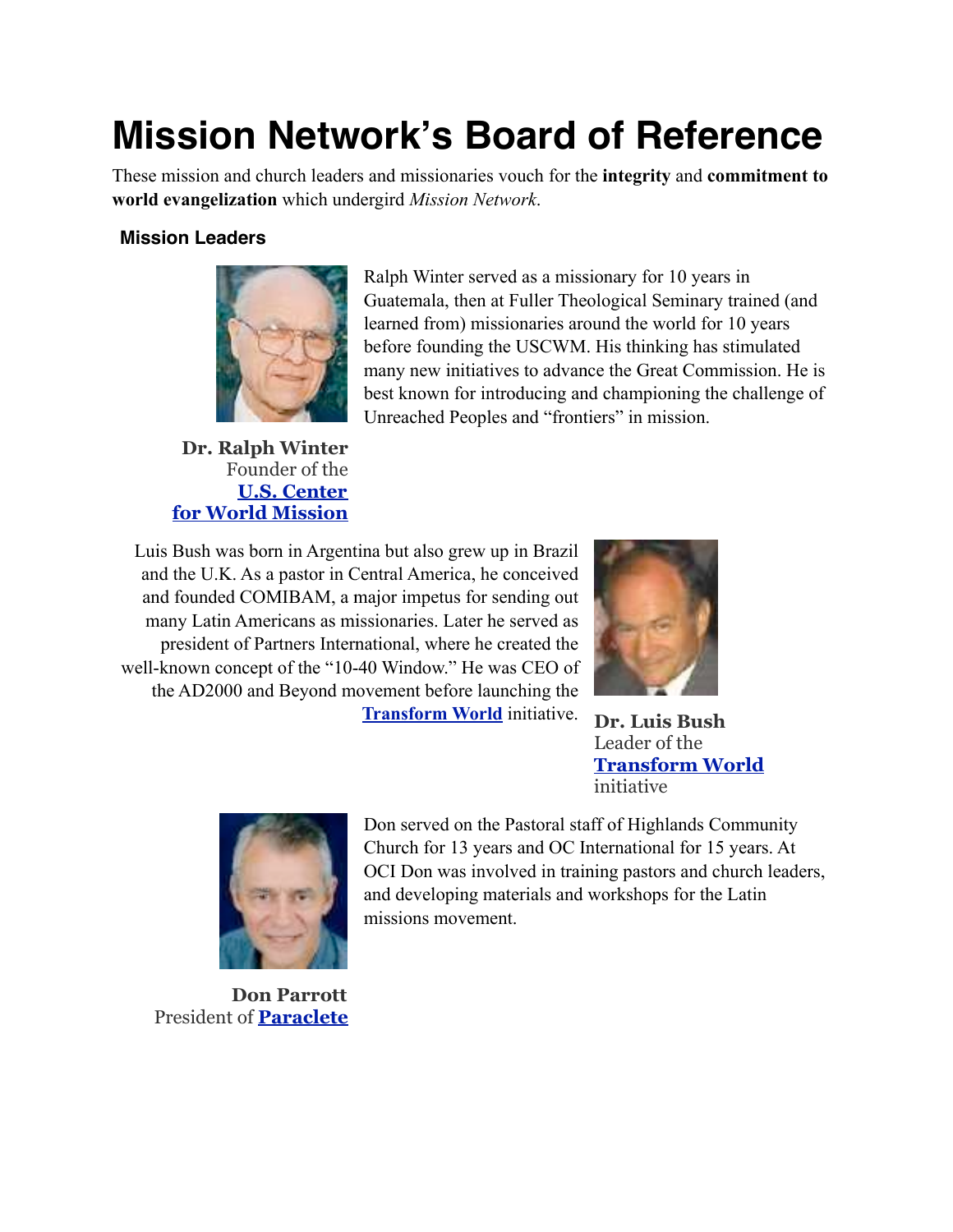# Mission Network's Board of Reference

These mission and church leaders and missionaries vouch for the **integrity** and **commitment to world evangelization** which undergird *Mission Network*.

### Mission Leaders

Ralph Winter served as a missionary for 10 years in Guatemala, then at Fuller Theological Seminary trained (and learned from) missionaries around the world for 10 years before founding the USCWM. His thinking has stimulated many new initiatives to advance the Great Commission. He is best known for introducing and championing the challenge of Unreached Peoples and "frontiers" in mission.

**Dr. Ralph Winter**
Founder of the **U.S. Center for World Mission**

Luis Bush was born in Argentina but also grew up in Brazil and the U.K. As a pastor in Central America, he conceived and founded COMIBAM, a major impetus for sending out many Latin Americans as missionaries. Later he served as president of Partners International, where he created the well-known concept of the "10-40 Window." He was CEO of the AD2000 and Beyond movement before launching the **Transform World** initiative.

**Dr. Luis Bush**
Leader of the **Transform World** initiative

Don served on the Pastoral staff of Highlands Community Church for 13 years and OC International for 15 years. At OCI Don was involved in training pastors and church leaders, and developing materials and workshops for the Latin missions movement.

**Don Parrott**
President of **Paraclete**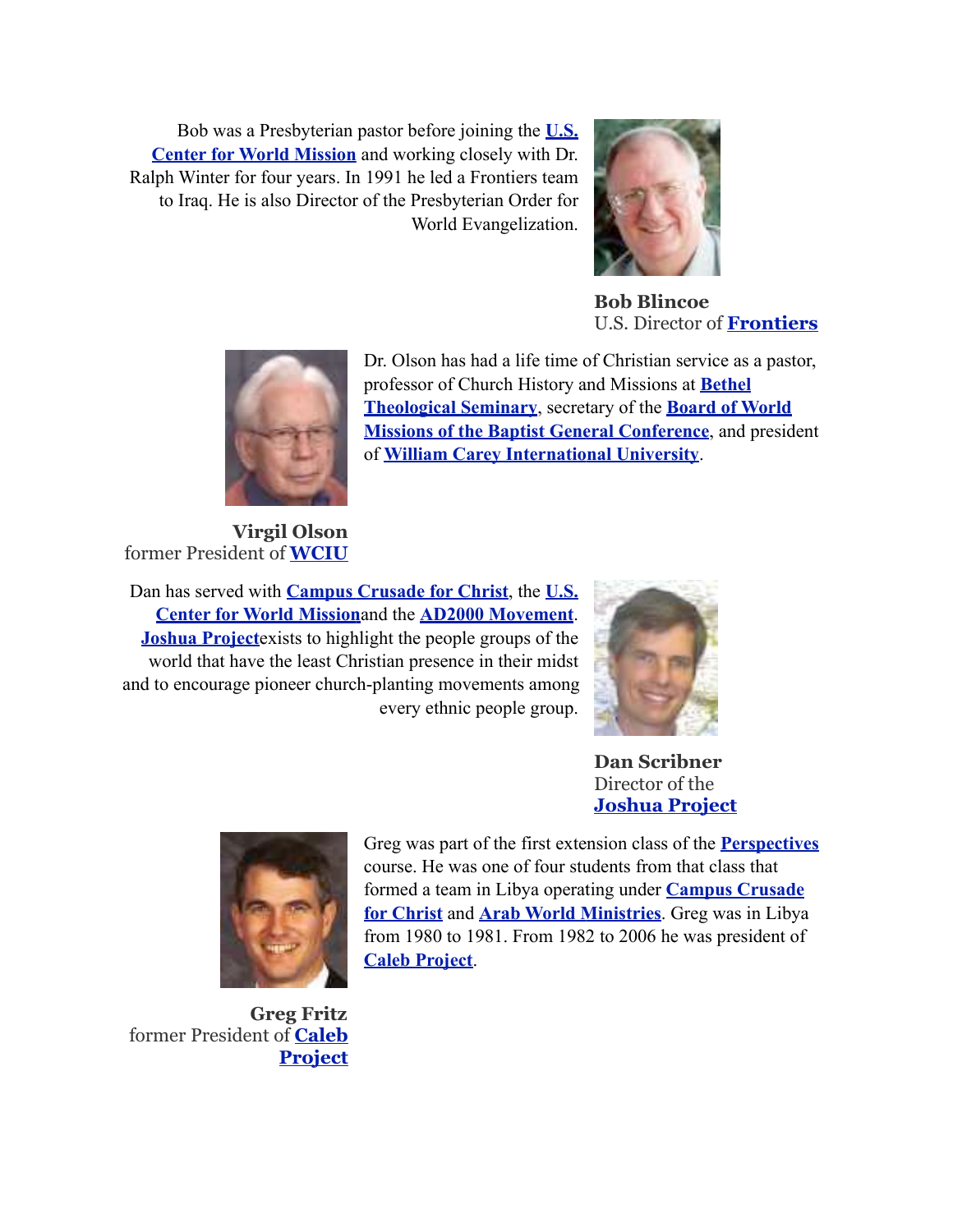Bob was a Presbyterian pastor before joining the **U.S. Center for World Mission** and working closely with Dr. Ralph Winter for four years. In 1991 he led a Frontiers team to Iraq. He is also Director of the Presbyterian Order for World Evangelization.

**Bob Blincoe**
U.S. Director of **Frontiers**

Dr. Olson has had a life time of Christian service as a pastor, professor of Church History and Missions at **Bethel Theological Seminary**, secretary of the **Board of World Missions of the Baptist General Conference**, and president of **William Carey International University**.

**Virgil Olson**
former President of **WCIU**

Dan has served with **Campus Crusade for Christ**, the **U.S. Center for World Mission**and the **AD2000 Movement**. **Joshua Project**exists to highlight the people groups of the world that have the least Christian presence in their midst and to encourage pioneer church-planting movements among every ethnic people group.

**Dan Scribner**
Director of the **Joshua Project**

Greg was part of the first extension class of the **Perspectives** course. He was one of four students from that class that formed a team in Libya operating under **Campus Crusade for Christ** and **Arab World Ministries**. Greg was in Libya from 1980 to 1981. From 1982 to 2006 he was president of **Caleb Project**.

**Greg Fritz**
former President of **Caleb Project**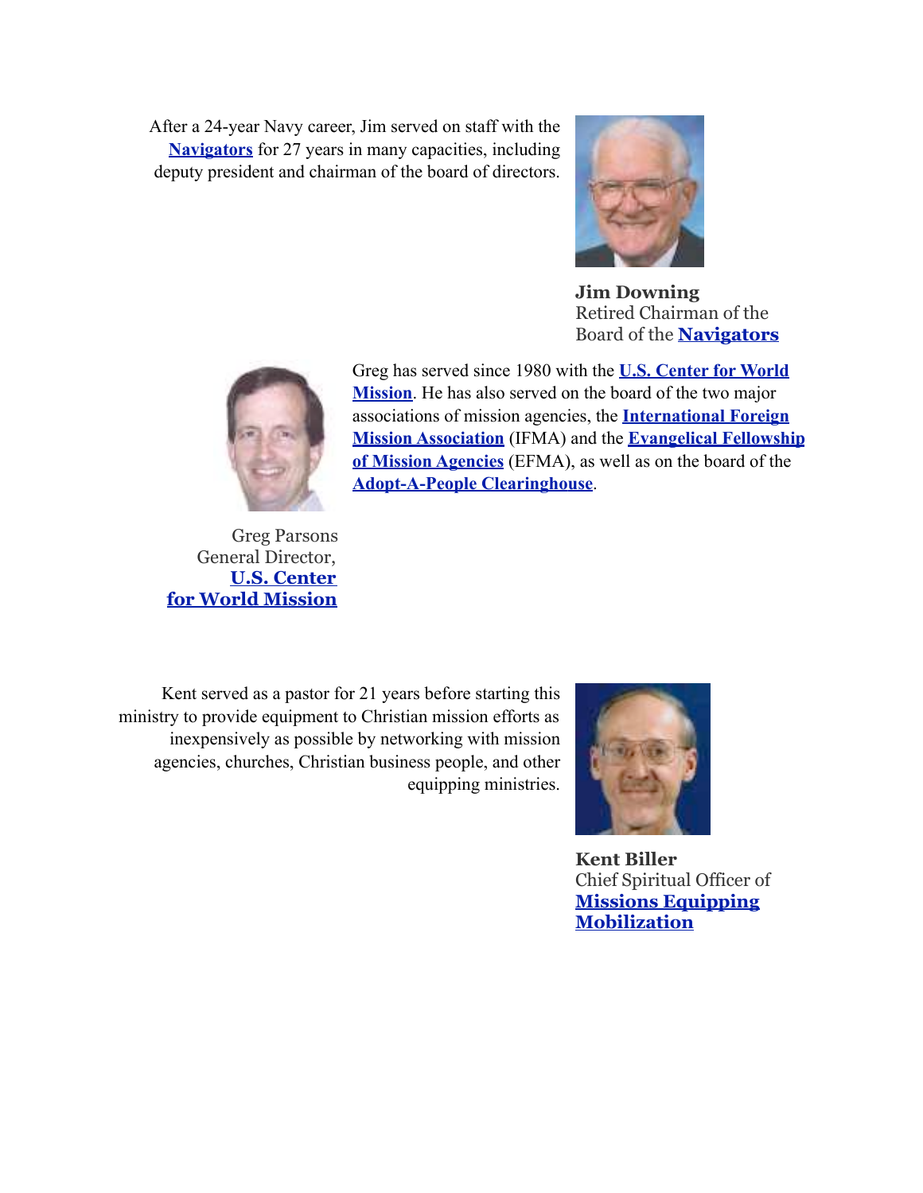After a 24-year Navy career, Jim served on staff with the **Navigators** for 27 years in many capacities, including deputy president and chairman of the board of directors.

**Jim Downing**
Retired Chairman of the Board of the **Navigators**

Greg has served since 1980 with the **U.S. Center for World Mission**. He has also served on the board of the two major associations of mission agencies, the **International Foreign Mission Association** (IFMA) and the **Evangelical Fellowship of Mission Agencies** (EFMA), as well as on the board of the **Adopt-A-People Clearinghouse**.

Greg Parsons
General Director,
**U.S. Center for World Mission**

Kent served as a pastor for 21 years before starting this ministry to provide equipment to Christian mission efforts as inexpensively as possible by networking with mission agencies, churches, Christian business people, and other equipping ministries.

**Kent Biller**
Chief Spiritual Officer of **Missions Equipping Mobilization**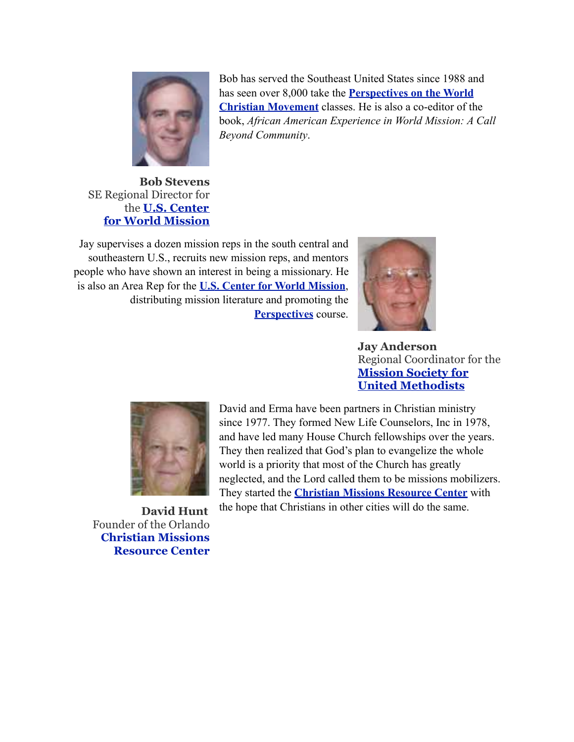Bob has served the Southeast United States since 1988 and has seen over 8,000 take the **Perspectives on the World Christian Movement** classes. He is also a co-editor of the book, *African American Experience in World Mission: A Call Beyond Community*.

**Bob Stevens**
SE Regional Director for the **U.S. Center for World Mission**

Jay supervises a dozen mission reps in the south central and southeastern U.S., recruits new mission reps, and mentors people who have shown an interest in being a missionary. He is also an Area Rep for the **U.S. Center for World Mission**, distributing mission literature and promoting the **Perspectives** course.

**Jay Anderson**
Regional Coordinator for the **Mission Society for United Methodists**

David and Erma have been partners in Christian ministry since 1977. They formed New Life Counselors, Inc in 1978, and have led many House Church fellowships over the years. They then realized that God's plan to evangelize the whole world is a priority that most of the Church has greatly neglected, and the Lord called them to be missions mobilizers. They started the **Christian Missions Resource Center** with the hope that Christians in other cities will do the same.

**David Hunt**
Founder of the Orlando **Christian Missions Resource Center**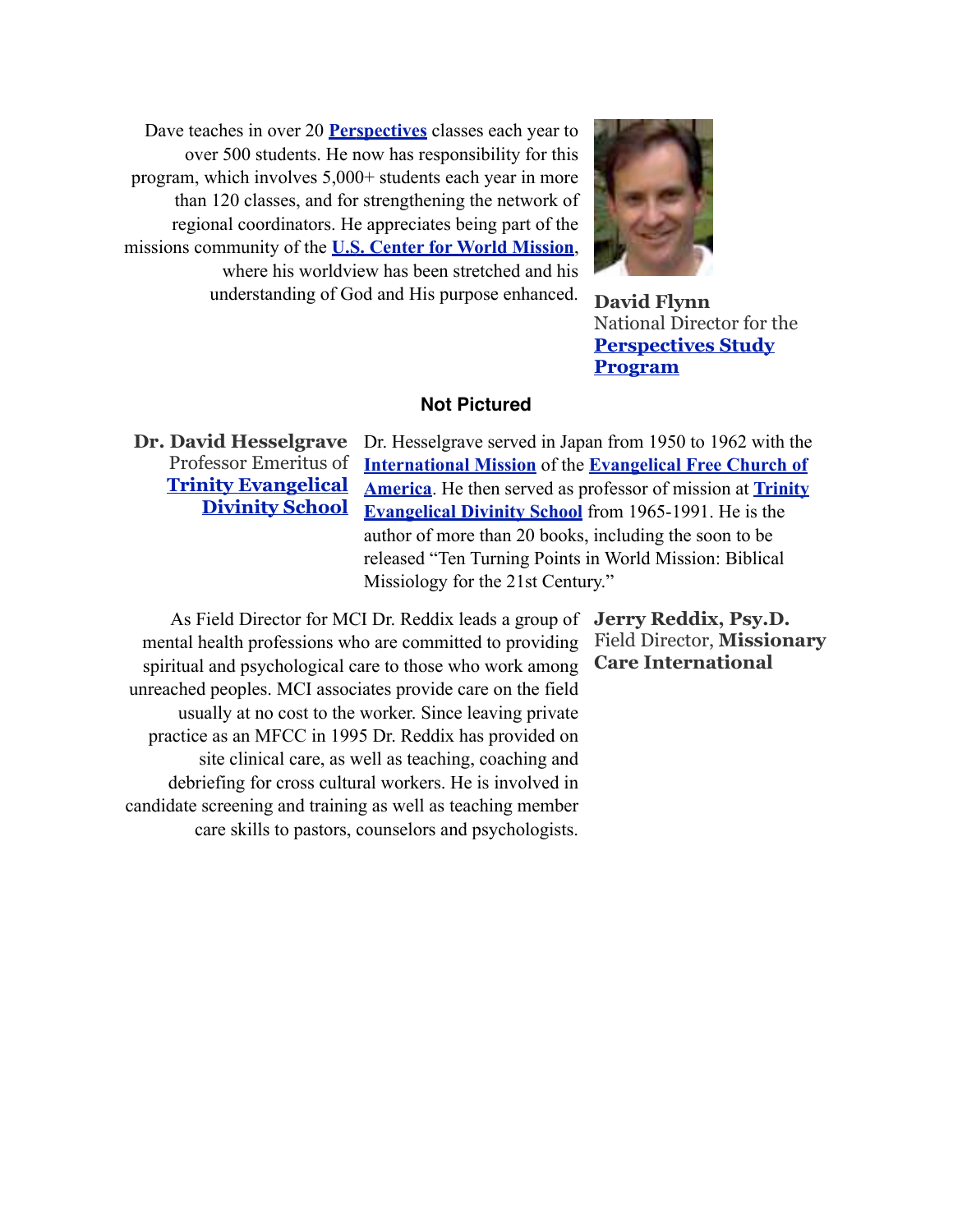**David Flynn**
National Director for the **Perspectives Study Program**

Dave teaches in over 20 **Perspectives** classes each year to over 500 students. He now has responsibility for this program, which involves 5,000+ students each year in more than 120 classes, and for strengthening the network of regional coordinators. He appreciates being part of the missions community of the **U.S. Center for World Mission**, where his worldview has been stretched and his understanding of God and His purpose enhanced.

### Not Pictured

**Dr. David Hesselgrave**
Professor Emeritus of **Trinity Evangelical Divinity School**

Dr. Hesselgrave served in Japan from 1950 to 1962 with the **International Mission** of the **Evangelical Free Church of America**. He then served as professor of mission at **Trinity Evangelical Divinity School** from 1965-1991. He is the author of more than 20 books, including the soon to be released "Ten Turning Points in World Mission: Biblical Missiology for the 21st Century."

**Jerry Reddix, Psy.D.**
Field Director, **Missionary Care International**

As Field Director for MCI Dr. Reddix leads a group of mental health professions who are committed to providing spiritual and psychological care to those who work among unreached peoples. MCI associates provide care on the field usually at no cost to the worker. Since leaving private practice as an MFCC in 1995 Dr. Reddix has provided on site clinical care, as well as teaching, coaching and debriefing for cross cultural workers. He is involved in candidate screening and training as well as teaching member care skills to pastors, counselors and psychologists.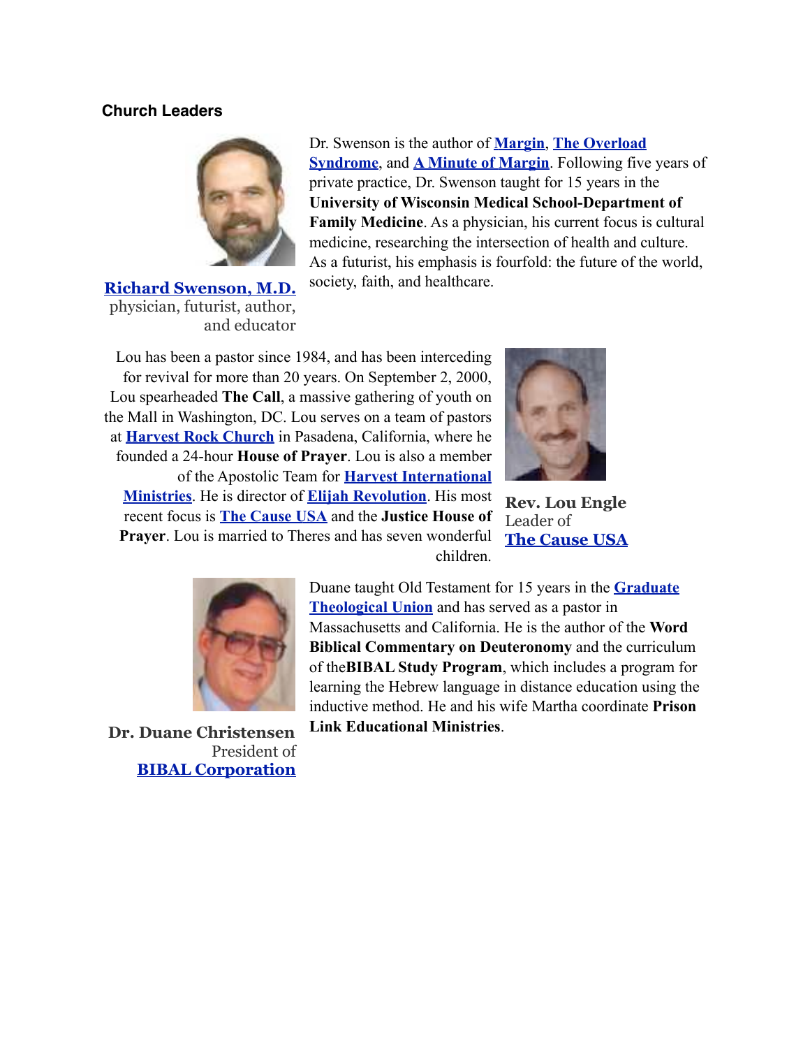**Church Leaders**

**Richard Swenson, M.D.**
physician, futurist, author, and educator

Dr. Swenson is the author of **Margin**, **The Overload Syndrome**, and **A Minute of Margin**. Following five years of private practice, Dr. Swenson taught for 15 years in the **University of Wisconsin Medical School-Department of Family Medicine**. As a physician, his current focus is cultural medicine, researching the intersection of health and culture. As a futurist, his emphasis is fourfold: the future of the world, society, faith, and healthcare.

**Rev. Lou Engle**
Leader of
**The Cause USA**

Lou has been a pastor since 1984, and has been interceding for revival for more than 20 years. On September 2, 2000, Lou spearheaded **The Call**, a massive gathering of youth on the Mall in Washington, DC. Lou serves on a team of pastors at **Harvest Rock Church** in Pasadena, California, where he founded a 24-hour **House of Prayer**. Lou is also a member of the Apostolic Team for **Harvest International Ministries**. He is director of **Elijah Revolution**. His most recent focus is **The Cause USA** and the **Justice House of Prayer**. Lou is married to Theres and has seven wonderful children.

**Dr. Duane Christensen**
President of
**BIBAL Corporation**

Duane taught Old Testament for 15 years in the **Graduate Theological Union** and has served as a pastor in Massachusetts and California. He is the author of the **Word Biblical Commentary on Deuteronomy** and the curriculum of the**BIBAL Study Program**, which includes a program for learning the Hebrew language in distance education using the inductive method. He and his wife Martha coordinate **Prison Link Educational Ministries**.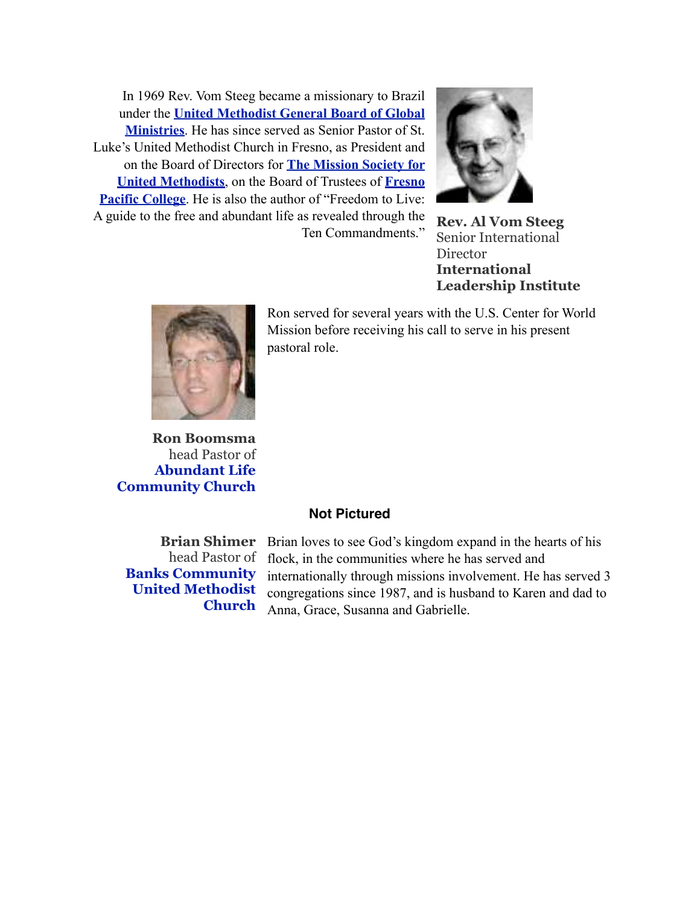In 1969 Rev. Vom Steeg became a missionary to Brazil under the **United Methodist General Board of Global Ministries**. He has since served as Senior Pastor of St. Luke's United Methodist Church in Fresno, as President and on the Board of Directors for **The Mission Society for United Methodists**, on the Board of Trustees of **Fresno Pacific College**. He is also the author of "Freedom to Live: A guide to the free and abundant life as revealed through the Ten Commandments."

**Rev. Al Vom Steeg**
Senior International Director
**International Leadership Institute**

Ron served for several years with the U.S. Center for World Mission before receiving his call to serve in his present pastoral role.

**Ron Boomsma**
head Pastor of
**Abundant Life Community Church**

**Not Pictured**

**Brian Shimer**
head Pastor of
**Banks Community United Methodist Church**

Brian loves to see God's kingdom expand in the hearts of his flock, in the communities where he has served and internationally through missions involvement. He has served 3 congregations since 1987, and is husband to Karen and dad to Anna, Grace, Susanna and Gabrielle.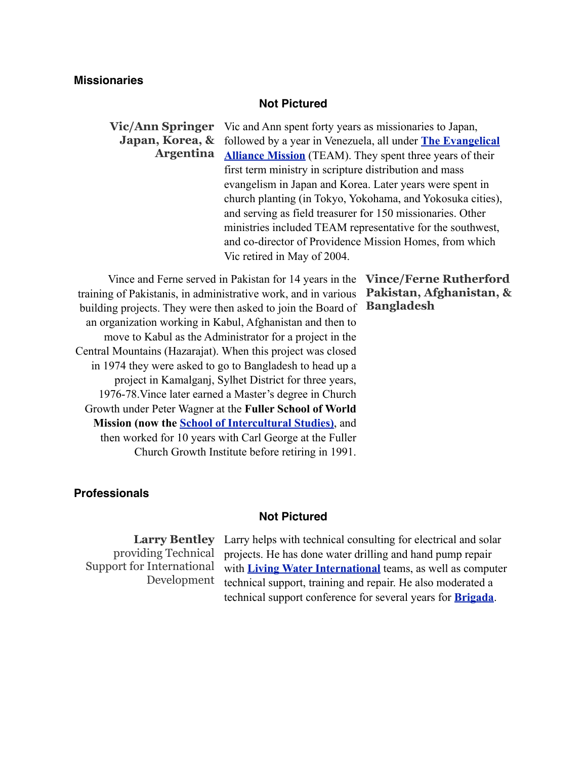## Missionaries

**Not Pictured**

**Vic/Ann Springer**
**Japan, Korea, & Argentina**

Vic and Ann spent forty years as missionaries to Japan, followed by a year in Venezuela, all under **The Evangelical Alliance Mission** (TEAM). They spent three years of their first term ministry in scripture distribution and mass evangelism in Japan and Korea. Later years were spent in church planting (in Tokyo, Yokohama, and Yokosuka cities), and serving as field treasurer for 150 missionaries. Other ministries included TEAM representative for the southwest, and co-director of Providence Mission Homes, from which Vic retired in May of 2004.

**Vince/Ferne Rutherford**
**Pakistan, Afghanistan, & Bangladesh**

Vince and Ferne served in Pakistan for 14 years in the training of Pakistanis, in administrative work, and in various building projects. They were then asked to join the Board of an organization working in Kabul, Afghanistan and then to move to Kabul as the Administrator for a project in the Central Mountains (Hazarajat). When this project was closed in 1974 they were asked to go to Bangladesh to head up a project in Kamalganj, Sylhet District for three years, 1976-78.Vince later earned a Master's degree in Church Growth under Peter Wagner at the **Fuller School of World Mission (now the School of Intercultural Studies)**, and then worked for 10 years with Carl George at the Fuller Church Growth Institute before retiring in 1991.

## Professionals

**Not Pictured**

**Larry Bentley**
providing Technical Support for International Development

Larry helps with technical consulting for electrical and solar projects. He has done water drilling and hand pump repair with **Living Water International** teams, as well as computer technical support, training and repair. He also moderated a technical support conference for several years for **Brigada**.